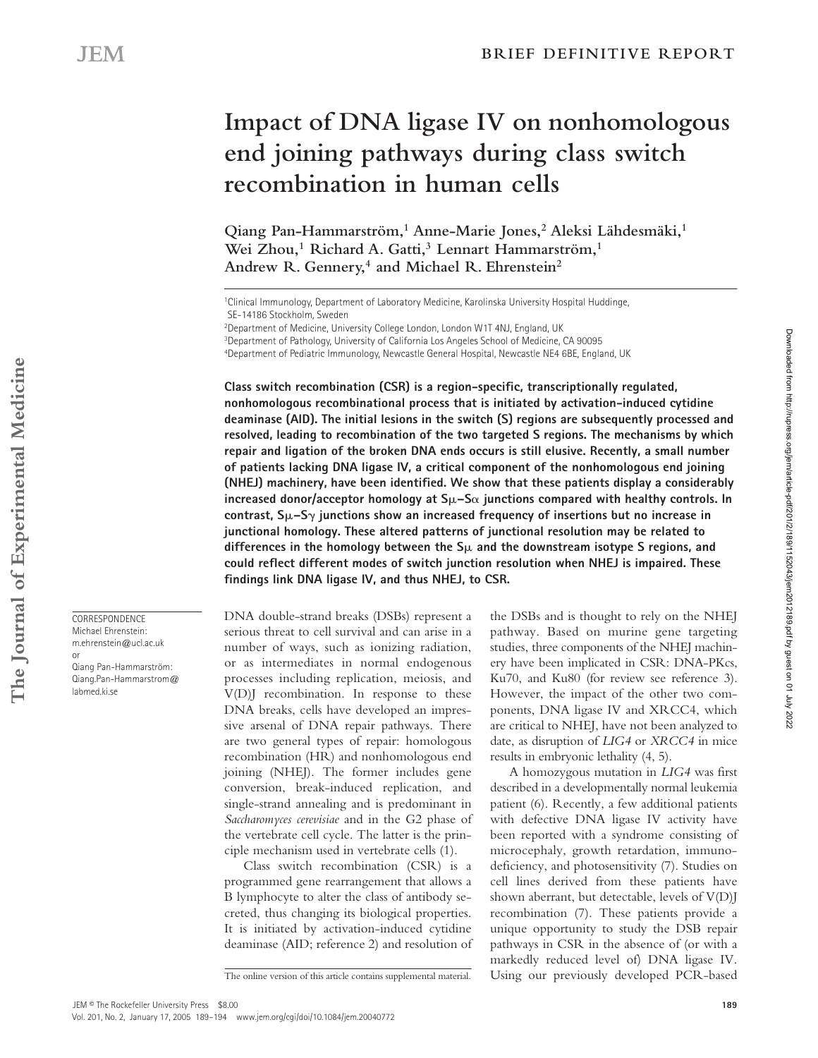# Impact of DNA ligase IV on nonhomologous end joining pathways during class switch recombination in human cells

Qiang Pan-Hammarström,[1] Anne-Marie Jones,[2] Aleksi Lähdesmäki,[1] Wei Zhou,[1] Richard A. Gatti,[3] Lennart Hammarström,[1] Andrew R. Gennery,[4] and Michael R. Ehrenstein[2]

[1]Clinical Immunology, Department of Laboratory Medicine, Karolinska University Hospital Huddinge, SE-14186 Stockholm, Sweden
[2]Department of Medicine, University College London, London W1T 4NJ, England, UK
[3]Department of Pathology, University of California Los Angeles School of Medicine, CA 90095
[4]Department of Pediatric Immunology, Newcastle General Hospital, Newcastle NE4 6BE, England, UK

**Class switch recombination (CSR) is a region-specific, transcriptionally regulated, nonhomologous recombinational process that is initiated by activation-induced cytidine deaminase (AID). The initial lesions in the switch (S) regions are subsequently processed and resolved, leading to recombination of the two targeted S regions. The mechanisms by which repair and ligation of the broken DNA ends occurs is still elusive. Recently, a small number of patients lacking DNA ligase IV, a critical component of the nonhomologous end joining (NHEJ) machinery, have been identified. We show that these patients display a considerably increased donor/acceptor homology at Sμ–Sα junctions compared with healthy controls. In contrast, Sμ–Sγ junctions show an increased frequency of insertions but no increase in junctional homology. These altered patterns of junctional resolution may be related to differences in the homology between the Sμ and the downstream isotype S regions, and could reflect different modes of switch junction resolution when NHEJ is impaired. These findings link DNA ligase IV, and thus NHEJ, to CSR.**

CORRESPONDENCE
Michael Ehrenstein: m.ehrenstein@ucl.ac.uk
or
Qiang Pan-Hammarström: Qiang.Pan-Hammarstrom@labmed.ki.se

DNA double-strand breaks (DSBs) represent a serious threat to cell survival and can arise in a number of ways, such as ionizing radiation, or as intermediates in normal endogenous processes including replication, meiosis, and V(D)J recombination. In response to these DNA breaks, cells have developed an impressive arsenal of DNA repair pathways. There are two general types of repair: homologous recombination (HR) and nonhomologous end joining (NHEJ). The former includes gene conversion, break-induced replication, and single-strand annealing and is predominant in *Saccharomyces cerevisiae* and in the G2 phase of the vertebrate cell cycle. The latter is the principle mechanism used in vertebrate cells (1).

Class switch recombination (CSR) is a programmed gene rearrangement that allows a B lymphocyte to alter the class of antibody secreted, thus changing its biological properties. It is initiated by activation-induced cytidine deaminase (AID; reference 2) and resolution of the DSBs and is thought to rely on the NHEJ pathway. Based on murine gene targeting studies, three components of the NHEJ machinery have been implicated in CSR: DNA-PKcs, Ku70, and Ku80 (for review see reference 3). However, the impact of the other two components, DNA ligase IV and XRCC4, which are critical to NHEJ, have not been analyzed to date, as disruption of *LIG4* or *XRCC4* in mice results in embryonic lethality (4, 5).

A homozygous mutation in *LIG4* was first described in a developmentally normal leukemia patient (6). Recently, a few additional patients with defective DNA ligase IV activity have been reported with a syndrome consisting of microcephaly, growth retardation, immunodeficiency, and photosensitivity (7). Studies on cell lines derived from these patients have shown aberrant, but detectable, levels of V(D)J recombination (7). These patients provide a unique opportunity to study the DSB repair pathways in CSR in the absence of (or with a markedly reduced level of) DNA ligase IV. Using our previously developed PCR-based

The online version of this article contains supplemental material.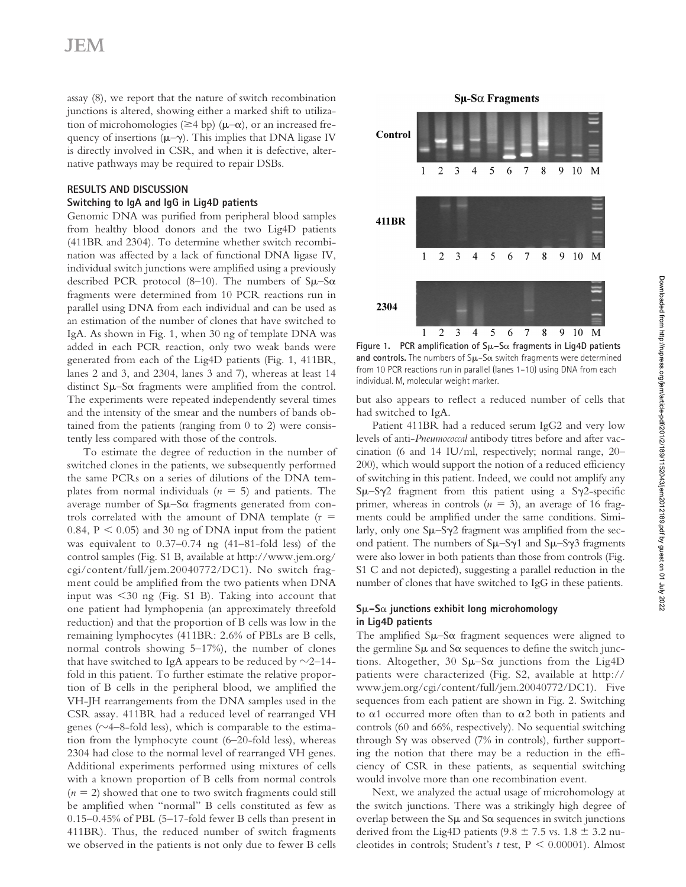assay (8), we report that the nature of switch recombination junctions is altered, showing either a marked shift to utilization of microhomologies (≥4 bp) (μ–α), or an increased frequency of insertions (μ–γ). This implies that DNA ligase IV is directly involved in CSR, and when it is defective, alternative pathways may be required to repair DSBs.

## RESULTS AND DISCUSSION

### Switching to IgA and IgG in Lig4D patients

Genomic DNA was purified from peripheral blood samples from healthy blood donors and the two Lig4D patients (411BR and 2304). To determine whether switch recombination was affected by a lack of functional DNA ligase IV, individual switch junctions were amplified using a previously described PCR protocol (8–10). The numbers of Sμ–Sα fragments were determined from 10 PCR reactions run in parallel using DNA from each individual and can be used as an estimation of the number of clones that have switched to IgA. As shown in Fig. 1, when 30 ng of template DNA was added in each PCR reaction, only two weak bands were generated from each of the Lig4D patients (Fig. 1, 411BR, lanes 2 and 3, and 2304, lanes 3 and 7), whereas at least 14 distinct Sμ–Sα fragments were amplified from the control. The experiments were repeated independently several times and the intensity of the smear and the numbers of bands obtained from the patients (ranging from 0 to 2) were consistently less compared with those of the controls.

To estimate the degree of reduction in the number of switched clones in the patients, we subsequently performed the same PCRs on a series of dilutions of the DNA templates from normal individuals ($n = 5$) and patients. The average number of Sμ–Sα fragments generated from controls correlated with the amount of DNA template ($r = 0.84$, $P < 0.05$) and 30 ng of DNA input from the patient was equivalent to 0.37–0.74 ng (41–81-fold less) of the control samples (Fig. S1 B, available at http://www.jem.org/cgi/content/full/jem.20040772/DC1). No switch fragment could be amplified from the two patients when DNA input was <30 ng (Fig. S1 B). Taking into account that one patient had lymphopenia (an approximately threefold reduction) and that the proportion of B cells was low in the remaining lymphocytes (411BR: 2.6% of PBLs are B cells, normal controls showing 5–17%), the number of clones that have switched to IgA appears to be reduced by ~2–14-fold in this patient. To further estimate the relative proportion of B cells in the peripheral blood, we amplified the VH-JH rearrangements from the DNA samples used in the CSR assay. 411BR had a reduced level of rearranged VH genes (~4–8-fold less), which is comparable to the estimation from the lymphocyte count (6–20-fold less), whereas 2304 had close to the normal level of rearranged VH genes. Additional experiments performed using mixtures of cells with a known proportion of B cells from normal controls ($n = 2$) showed that one to two switch fragments could still be amplified when "normal" B cells constituted as few as 0.15–0.45% of PBL (5–17-fold fewer B cells than present in 411BR). Thus, the reduced number of switch fragments we observed in the patients is not only due to fewer B cells but also appears to reflect a reduced number of cells that had switched to IgA.

**Figure 1. PCR amplification of Sμ–Sα fragments in Lig4D patients and controls.** The numbers of Sμ–Sα switch fragments were determined from 10 PCR reactions run in parallel (lanes 1–10) using DNA from each individual. M, molecular weight marker.

Patient 411BR had a reduced serum IgG2 and very low levels of anti-*Pneumococcal* antibody titres before and after vaccination (6 and 14 IU/ml, respectively; normal range, 20–200), which would support the notion of a reduced efficiency of switching in this patient. Indeed, we could not amplify any Sμ–Sγ2 fragment from this patient using a Sγ2-specific primer, whereas in controls ($n = 3$), an average of 16 fragments could be amplified under the same conditions. Similarly, only one Sμ–Sγ2 fragment was amplified from the second patient. The numbers of Sμ–Sγ1 and Sμ–Sγ3 fragments were also lower in both patients than those from controls (Fig. S1 C and not depicted), suggesting a parallel reduction in the number of clones that have switched to IgG in these patients.

### Sμ–Sα junctions exhibit long microhomology in Lig4D patients

The amplified Sμ–Sα fragment sequences were aligned to the germline Sμ and Sα sequences to define the switch junctions. Altogether, 30 Sμ–Sα junctions from the Lig4D patients were characterized (Fig. S2, available at http://www.jem.org/cgi/content/full/jem.20040772/DC1). Five sequences from each patient are shown in Fig. 2. Switching to α1 occurred more often than to α2 both in patients and controls (60 and 66%, respectively). No sequential switching through Sγ was observed (7% in controls), further supporting the notion that there may be a reduction in the efficiency of CSR in these patients, as sequential switching would involve more than one recombination event.

Next, we analyzed the actual usage of microhomology at the switch junctions. There was a strikingly high degree of overlap between the Sμ and Sα sequences in switch junctions derived from the Lig4D patients (9.8 ± 7.5 vs. 1.8 ± 3.2 nucleotides in controls; Student's *t* test, $P < 0.00001$). Almost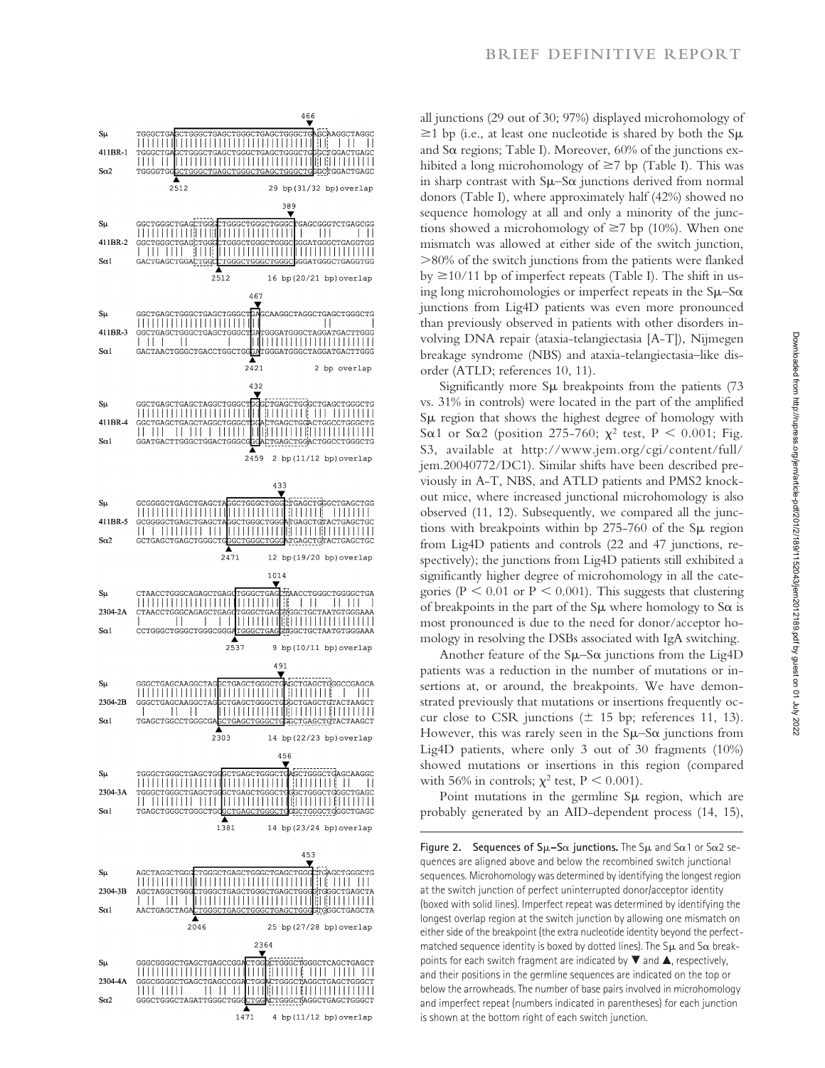all junctions (29 out of 30; 97%) displayed microhomology of ≥1 bp (i.e., at least one nucleotide is shared by both the Sμ and Sα regions; Table I). Moreover, 60% of the junctions exhibited a long microhomology of ≥7 bp (Table I). This was in sharp contrast with Sμ–Sα junctions derived from normal donors (Table I), where approximately half (42%) showed no sequence homology at all and only a minority of the junctions showed a microhomology of ≥7 bp (10%). When one mismatch was allowed at either side of the switch junction, >80% of the switch junctions from the patients were flanked by ≥10/11 bp of imperfect repeats (Table I). The shift in using long microhomologies or imperfect repeats in the Sμ–Sα junctions from Lig4D patients was even more pronounced than previously observed in patients with other disorders involving DNA repair (ataxia-telangiectasia [A-T]), Nijmegen breakage syndrome (NBS) and ataxia-telangiectasia–like disorder (ATLD; references 10, 11).

Significantly more Sμ breakpoints from the patients (73 vs. 31% in controls) were located in the part of the amplified Sμ region that shows the highest degree of homology with Sα1 or Sα2 (position 275-760; $\chi^2$ test, $P < 0.001$; Fig. S3, available at http://www.jem.org/cgi/content/full/jem.20040772/DC1). Similar shifts have been described previously in A-T, NBS, and ATLD patients and PMS2 knockout mice, where increased junctional microhomology is also observed (11, 12). Subsequently, we compared all the junctions with breakpoints within bp 275-760 of the Sμ region from Lig4D patients and controls (22 and 47 junctions, respectively); the junctions from Lig4D patients still exhibited a significantly higher degree of microhomology in all the categories ($P < 0.01$ or $P < 0.001$). This suggests that clustering of breakpoints in the part of the Sμ where homology to Sα is most pronounced is due to the need for donor/acceptor homology in resolving the DSBs associated with IgA switching.

Another feature of the Sμ–Sα junctions from the Lig4D patients was a reduction in the number of mutations or insertions at, or around, the breakpoints. We have demonstrated previously that mutations or insertions frequently occur close to CSR junctions (± 15 bp; references 11, 13). However, this was rarely seen in the Sμ–Sα junctions from Lig4D patients, where only 3 out of 30 fragments (10%) showed mutations or insertions in this region (compared with 56% in controls; $\chi^2$ test, $P < 0.001$).

Point mutations in the germline Sμ region, which are probably generated by an AID-dependent process (14, 15),

**Figure 2. Sequences of Sμ–Sα junctions.** The Sμ and Sα1 or Sα2 sequences are aligned above and below the recombined switch junctional sequences. Microhomology was determined by identifying the longest region at the switch junction of perfect uninterrupted donor/acceptor identity (boxed with solid lines). Imperfect repeat was determined by identifying the longest overlap region at the switch junction by allowing one mismatch on either side of the breakpoint (the extra nucleotide identity beyond the perfect-matched sequence identity is boxed by dotted lines). The Sμ and Sα breakpoints for each switch fragment are indicated by ▼ and ▲, respectively, and their positions in the germline sequences are indicated on the top or below the arrowheads. The number of base pairs involved in microhomology and imperfect repeat (numbers indicated in parentheses) for each junction is shown at the bottom right of each switch junction.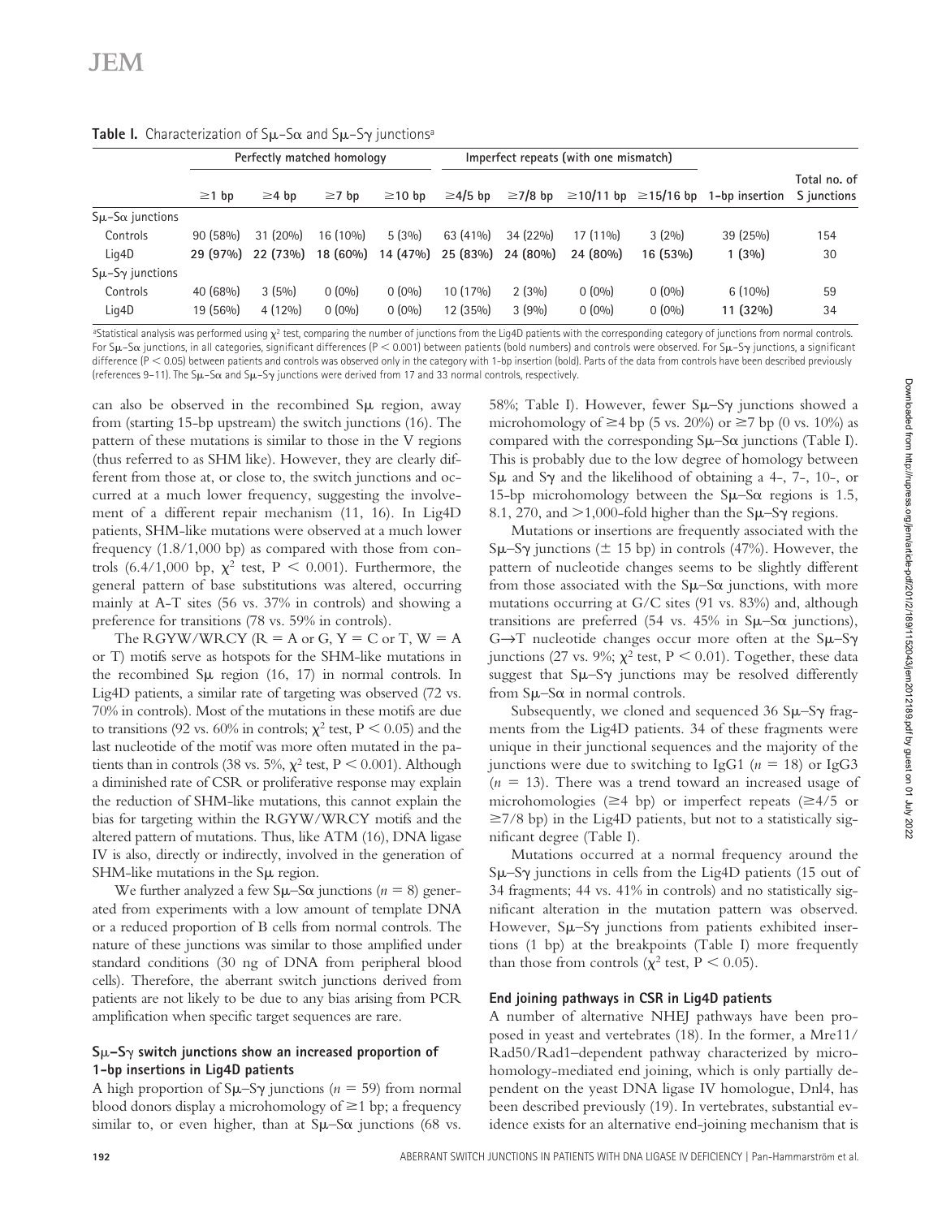**Table I.** Characterization of Sμ–Sα and Sμ–Sγ junctions[a]

| | Perfectly matched homology | | | | Imperfect repeats (with one mismatch) | | | | | |
|---|---|---|---|---|---|---|---|---|---|---|
| | ≥1 bp | ≥4 bp | ≥7 bp | ≥10 bp | ≥4/5 bp | ≥7/8 bp | ≥10/11 bp | ≥15/16 bp | 1-bp insertion | Total no. of S junctions |
| Sμ–Sα junctions | | | | | | | | | | |
| Controls | 90 (58%) | 31 (20%) | 16 (10%) | 5 (3%) | 63 (41%) | 34 (22%) | 17 (11%) | 3 (2%) | 39 (25%) | 154 |
| Lig4D | **29 (97%)** | **22 (73%)** | **18 (60%)** | **14 (47%)** | **25 (83%)** | **24 (80%)** | **24 (80%)** | **16 (53%)** | **1 (3%)** | 30 |
| Sμ–Sγ junctions | | | | | | | | | | |
| Controls | 40 (68%) | 3 (5%) | 0 (0%) | 0 (0%) | 10 (17%) | 2 (3%) | 0 (0%) | 0 (0%) | 6 (10%) | 59 |
| Lig4D | 19 (56%) | 4 (12%) | 0 (0%) | 0 (0%) | 12 (35%) | 3 (9%) | 0 (0%) | 0 (0%) | **11 (32%)** | 34 |

[a]Statistical analysis was performed using $\chi^2$ test, comparing the number of junctions from the Lig4D patients with the corresponding category of junctions from normal controls. For Sμ–Sα junctions, in all categories, significant differences ($P < 0.001$) between patients (bold numbers) and controls were observed. For Sμ–Sγ junctions, a significant difference ($P < 0.05$) between patients and controls was observed only in the category with 1-bp insertion (bold). Parts of the data from controls have been described previously (references 9–11). The Sμ–Sα and Sμ–Sγ junctions were derived from 17 and 33 normal controls, respectively.

can also be observed in the recombined Sμ region, away from (starting 15-bp upstream) the switch junctions (16). The pattern of these mutations is similar to those in the V regions (thus referred to as SHM like). However, they are clearly different from those at, or close to, the switch junctions and occurred at a much lower frequency, suggesting the involvement of a different repair mechanism (11, 16). In Lig4D patients, SHM-like mutations were observed at a much lower frequency (1.8/1,000 bp) as compared with those from controls (6.4/1,000 bp, $\chi^2$ test, $P < 0.001$). Furthermore, the general pattern of base substitutions was altered, occurring mainly at A-T sites (56 vs. 37% in controls) and showing a preference for transitions (78 vs. 59% in controls).

The RGYW/WRCY (R = A or G, Y = C or T, W = A or T) motifs serve as hotspots for the SHM-like mutations in the recombined Sμ region (16, 17) in normal controls. In Lig4D patients, a similar rate of targeting was observed (72 vs. 70% in controls). Most of the mutations in these motifs are due to transitions (92 vs. 60% in controls; $\chi^2$ test, $P < 0.05$) and the last nucleotide of the motif was more often mutated in the patients than in controls (38 vs. 5%, $\chi^2$ test, $P < 0.001$). Although a diminished rate of CSR or proliferative response may explain the reduction of SHM-like mutations, this cannot explain the bias for targeting within the RGYW/WRCY motifs and the altered pattern of mutations. Thus, like ATM (16), DNA ligase IV is also, directly or indirectly, involved in the generation of SHM-like mutations in the Sμ region.

We further analyzed a few Sμ–Sα junctions ($n = 8$) generated from experiments with a low amount of template DNA or a reduced proportion of B cells from normal controls. The nature of these junctions was similar to those amplified under standard conditions (30 ng of DNA from peripheral blood cells). Therefore, the aberrant switch junctions derived from patients are not likely to be due to any bias arising from PCR amplification when specific target sequences are rare.

### Sμ–Sγ switch junctions show an increased proportion of 1-bp insertions in Lig4D patients

A high proportion of Sμ–Sγ junctions ($n = 59$) from normal blood donors display a microhomology of ≥1 bp; a frequency similar to, or even higher, than at Sμ–Sα junctions (68 vs. 58%; Table I). However, fewer Sμ–Sγ junctions showed a microhomology of ≥4 bp (5 vs. 20%) or ≥7 bp (0 vs. 10%) as compared with the corresponding Sμ–Sα junctions (Table I). This is probably due to the low degree of homology between Sμ and Sγ and the likelihood of obtaining a 4-, 7-, 10-, or 15-bp microhomology between the Sμ–Sα regions is 1.5, 8.1, 270, and >1,000-fold higher than the Sμ–Sγ regions.

Mutations or insertions are frequently associated with the Sμ–Sγ junctions (± 15 bp) in controls (47%). However, the pattern of nucleotide changes seems to be slightly different from those associated with the Sμ–Sα junctions, with more mutations occurring at G/C sites (91 vs. 83%) and, although transitions are preferred (54 vs. 45% in Sμ–Sα junctions), G→T nucleotide changes occur more often at the Sμ–Sγ junctions (27 vs. 9%; $\chi^2$ test, $P < 0.01$). Together, these data suggest that Sμ–Sγ junctions may be resolved differently from Sμ–Sα in normal controls.

Subsequently, we cloned and sequenced 36 Sμ–Sγ fragments from the Lig4D patients. 34 of these fragments were unique in their junctional sequences and the majority of the junctions were due to switching to IgG1 ($n = 18$) or IgG3 ($n = 13$). There was a trend toward an increased usage of microhomologies (≥4 bp) or imperfect repeats (≥4/5 or ≥7/8 bp) in the Lig4D patients, but not to a statistically significant degree (Table I).

Mutations occurred at a normal frequency around the Sμ–Sγ junctions in cells from the Lig4D patients (15 out of 34 fragments; 44 vs. 41% in controls) and no statistically significant alteration in the mutation pattern was observed. However, Sμ–Sγ junctions from patients exhibited insertions (1 bp) at the breakpoints (Table I) more frequently than those from controls ($\chi^2$ test, $P < 0.05$).

### End joining pathways in CSR in Lig4D patients

A number of alternative NHEJ pathways have been proposed in yeast and vertebrates (18). In the former, a Mre11/Rad50/Rad1–dependent pathway characterized by microhomology-mediated end joining, which is only partially dependent on the yeast DNA ligase IV homologue, Dnl4, has been described previously (19). In vertebrates, substantial evidence exists for an alternative end-joining mechanism that is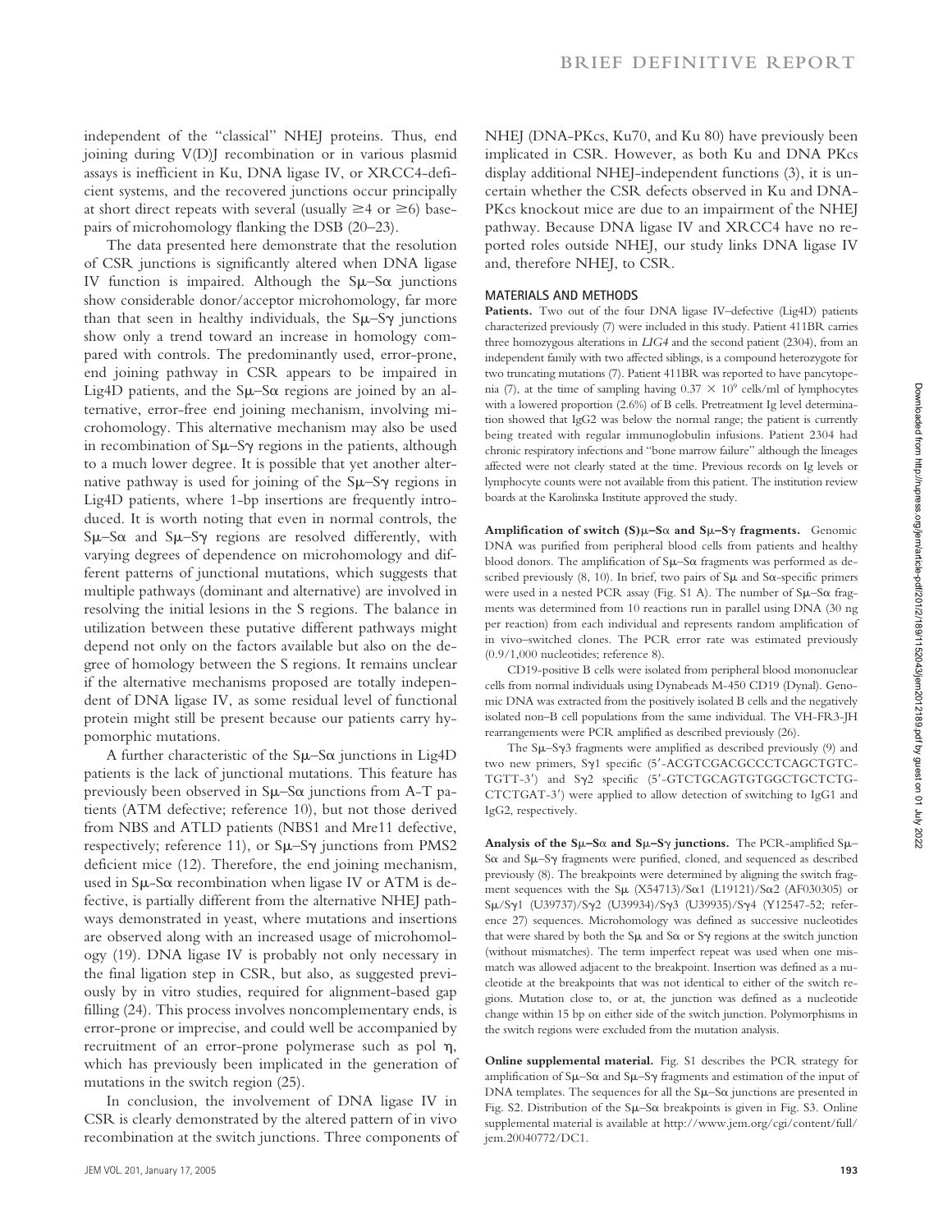independent of the "classical" NHEJ proteins. Thus, end joining during V(D)J recombination or in various plasmid assays is inefficient in Ku, DNA ligase IV, or XRCC4-deficient systems, and the recovered junctions occur principally at short direct repeats with several (usually ≥4 or ≥6) basepairs of microhomology flanking the DSB (20–23).

The data presented here demonstrate that the resolution of CSR junctions is significantly altered when DNA ligase IV function is impaired. Although the Sμ–Sα junctions show considerable donor/acceptor microhomology, far more than that seen in healthy individuals, the Sμ–Sγ junctions show only a trend toward an increase in homology compared with controls. The predominantly used, error-prone, end joining pathway in CSR appears to be impaired in Lig4D patients, and the Sμ–Sα regions are joined by an alternative, error-free end joining mechanism, involving microhomology. This alternative mechanism may also be used in recombination of Sμ–Sγ regions in the patients, although to a much lower degree. It is possible that yet another alternative pathway is used for joining of the Sμ–Sγ regions in Lig4D patients, where 1-bp insertions are frequently introduced. It is worth noting that even in normal controls, the Sμ–Sα and Sμ–Sγ regions are resolved differently, with varying degrees of dependence on microhomology and different patterns of junctional mutations, which suggests that multiple pathways (dominant and alternative) are involved in resolving the initial lesions in the S regions. The balance in utilization between these putative different pathways might depend not only on the factors available but also on the degree of homology between the S regions. It remains unclear if the alternative mechanisms proposed are totally independent of DNA ligase IV, as some residual level of functional protein might still be present because our patients carry hypomorphic mutations.

A further characteristic of the Sμ–Sα junctions in Lig4D patients is the lack of junctional mutations. This feature has previously been observed in Sμ–Sα junctions from A-T patients (ATM defective; reference 10), but not those derived from NBS and ATLD patients (NBS1 and Mre11 defective, respectively; reference 11), or Sμ–Sγ junctions from PMS2 deficient mice (12). Therefore, the end joining mechanism, used in Sμ-Sα recombination when ligase IV or ATM is defective, is partially different from the alternative NHEJ pathways demonstrated in yeast, where mutations and insertions are observed along with an increased usage of microhomology (19). DNA ligase IV is probably not only necessary in the final ligation step in CSR, but also, as suggested previously by in vitro studies, required for alignment-based gap filling (24). This process involves noncomplementary ends, is error-prone or imprecise, and could well be accompanied by recruitment of an error-prone polymerase such as pol η, which has previously been implicated in the generation of mutations in the switch region (25).

In conclusion, the involvement of DNA ligase IV in CSR is clearly demonstrated by the altered pattern of in vivo recombination at the switch junctions. Three components of NHEJ (DNA-PKcs, Ku70, and Ku 80) have previously been implicated in CSR. However, as both Ku and DNA PKcs display additional NHEJ-independent functions (3), it is uncertain whether the CSR defects observed in Ku and DNA-PKcs knockout mice are due to an impairment of the NHEJ pathway. Because DNA ligase IV and XRCC4 have no reported roles outside NHEJ, our study links DNA ligase IV and, therefore NHEJ, to CSR.

## MATERIALS AND METHODS

**Patients.** Two out of the four DNA ligase IV–defective (Lig4D) patients characterized previously (7) were included in this study. Patient 411BR carries three homozygous alterations in *LIG4* and the second patient (2304), from an independent family with two affected siblings, is a compound heterozygote for two truncating mutations (7). Patient 411BR was reported to have pancytopenia (7), at the time of sampling having $0.37 \times 10^9$ cells/ml of lymphocytes with a lowered proportion (2.6%) of B cells. Pretreatment Ig level determination showed that IgG2 was below the normal range; the patient is currently being treated with regular immunoglobulin infusions. Patient 2304 had chronic respiratory infections and "bone marrow failure" although the lineages affected were not clearly stated at the time. Previous records on Ig levels or lymphocyte counts were not available from this patient. The institution review boards at the Karolinska Institute approved the study.

**Amplification of switch (S)μ–Sα and Sμ–Sγ fragments.** Genomic DNA was purified from peripheral blood cells from patients and healthy blood donors. The amplification of Sμ–Sα fragments was performed as described previously (8, 10). In brief, two pairs of Sμ and Sα-specific primers were used in a nested PCR assay (Fig. S1 A). The number of Sμ–Sα fragments was determined from 10 reactions run in parallel using DNA (30 ng per reaction) from each individual and represents random amplification of in vivo–switched clones. The PCR error rate was estimated previously (0.9/1,000 nucleotides; reference 8).

CD19-positive B cells were isolated from peripheral blood mononuclear cells from normal individuals using Dynabeads M-450 CD19 (Dynal). Genomic DNA was extracted from the positively isolated B cells and the negatively isolated non–B cell populations from the same individual. The VH-FR3-JH rearrangements were PCR amplified as described previously (26).

The Sμ–Sγ3 fragments were amplified as described previously (9) and two new primers, Sγ1 specific (5′-ACGTCGACGCCCTCAGCTGTCTGTT-3′) and Sγ2 specific (5′-GTCTGCAGTGTGGCTGCTCTGCTCTGAT-3′) were applied to allow detection of switching to IgG1 and IgG2, respectively.

**Analysis of the Sμ–Sα and Sμ–Sγ junctions.** The PCR-amplified Sμ–Sα and Sμ–Sγ fragments were purified, cloned, and sequenced as described previously (8). The breakpoints were determined by aligning the switch fragment sequences with the Sμ (X54713)/Sα1 (L19121)/Sα2 (AF030305) or Sμ/Sγ1 (U39737)/Sγ2 (U39934)/Sγ3 (U39935)/Sγ4 (Y12547-52; reference 27) sequences. Microhomology was defined as successive nucleotides that were shared by both the Sμ and Sα or Sγ regions at the switch junction (without mismatches). The term imperfect repeat was used when one mismatch was allowed adjacent to the breakpoint. Insertion was defined as a nucleotide at the breakpoints that was not identical to either of the switch regions. Mutation close to, or at, the junction was defined as a nucleotide change within 15 bp on either side of the switch junction. Polymorphisms in the switch regions were excluded from the mutation analysis.

**Online supplemental material.** Fig. S1 describes the PCR strategy for amplification of Sμ–Sα and Sμ–Sγ fragments and estimation of the input of DNA templates. The sequences for all the Sμ–Sα junctions are presented in Fig. S2. Distribution of the Sμ–Sα breakpoints is given in Fig. S3. Online supplemental material is available at http://www.jem.org/cgi/content/full/jem.20040772/DC1.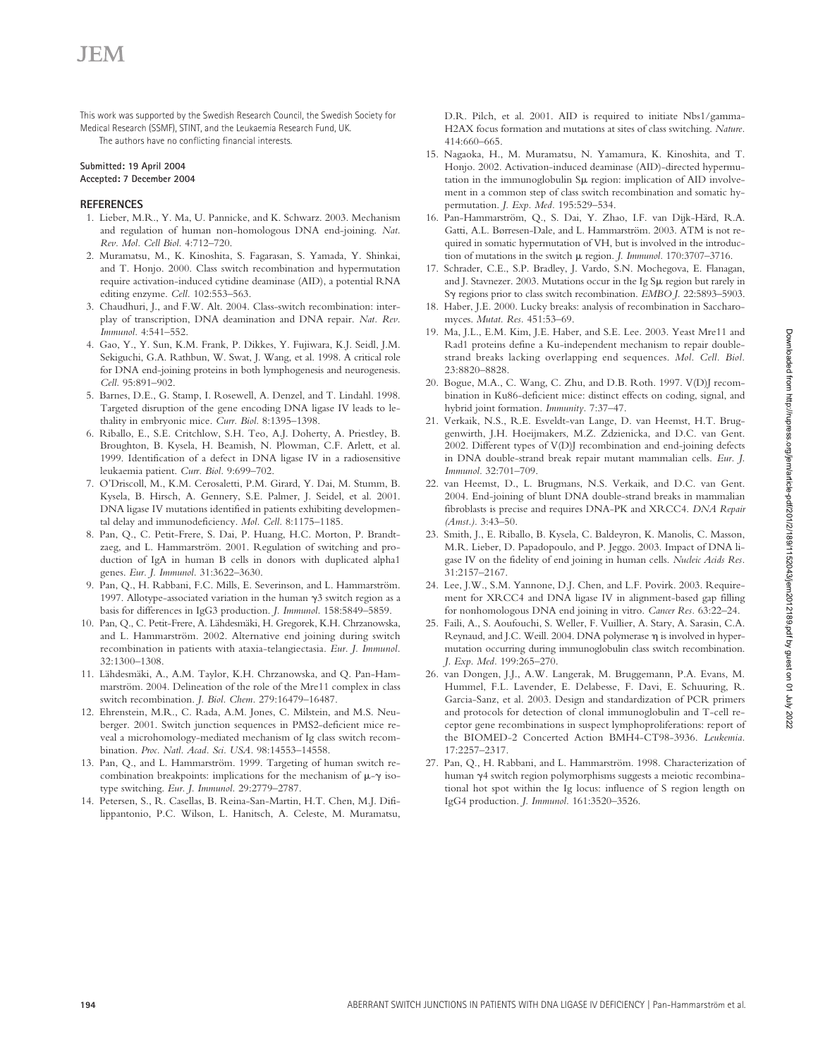This work was supported by the Swedish Research Council, the Swedish Society for Medical Research (SSMF), STINT, and the Leukaemia Research Fund, UK.

The authors have no conflicting financial interests.

**Submitted: 19 April 2004**
**Accepted: 7 December 2004**

## REFERENCES

1. Lieber, M.R., Y. Ma, U. Pannicke, and K. Schwarz. 2003. Mechanism and regulation of human non-homologous DNA end-joining. *Nat. Rev. Mol. Cell Biol.* 4:712–720.
2. Muramatsu, M., K. Kinoshita, S. Fagarasan, S. Yamada, Y. Shinkai, and T. Honjo. 2000. Class switch recombination and hypermutation require activation-induced cytidine deaminase (AID), a potential RNA editing enzyme. *Cell.* 102:553–563.
3. Chaudhuri, J., and F.W. Alt. 2004. Class-switch recombination: interplay of transcription, DNA deamination and DNA repair. *Nat. Rev. Immunol.* 4:541–552.
4. Gao, Y., Y. Sun, K.M. Frank, P. Dikkes, Y. Fujiwara, K.J. Seidl, J.M. Sekiguchi, G.A. Rathbun, W. Swat, J. Wang, et al. 1998. A critical role for DNA end-joining proteins in both lymphogenesis and neurogenesis. *Cell.* 95:891–902.
5. Barnes, D.E., G. Stamp, I. Rosewell, A. Denzel, and T. Lindahl. 1998. Targeted disruption of the gene encoding DNA ligase IV leads to lethality in embryonic mice. *Curr. Biol.* 8:1395–1398.
6. Riballo, E., S.E. Critchlow, S.H. Teo, A.J. Doherty, A. Priestley, B. Broughton, B. Kysela, H. Beamish, N. Plowman, C.F. Arlett, et al. 1999. Identification of a defect in DNA ligase IV in a radiosensitive leukaemia patient. *Curr. Biol.* 9:699–702.
7. O'Driscoll, M., K.M. Cerosaletti, P.M. Girard, Y. Dai, M. Stumm, B. Kysela, B. Hirsch, A. Gennery, S.E. Palmer, J. Seidel, et al. 2001. DNA ligase IV mutations identified in patients exhibiting developmental delay and immunodeficiency. *Mol. Cell.* 8:1175–1185.
8. Pan, Q., C. Petit-Frere, S. Dai, P. Huang, H.C. Morton, P. Brandtzaeg, and L. Hammarström. 2001. Regulation of switching and production of IgA in human B cells in donors with duplicated alpha1 genes. *Eur. J. Immunol.* 31:3622–3630.
9. Pan, Q., H. Rabbani, F.C. Mills, E. Severinson, and L. Hammarström. 1997. Allotype-associated variation in the human γ3 switch region as a basis for differences in IgG3 production. *J. Immunol.* 158:5849–5859.
10. Pan, Q., C. Petit-Frere, A. Lähdesmäki, H. Gregorek, K.H. Chrzanowska, and L. Hammarström. 2002. Alternative end joining during switch recombination in patients with ataxia-telangiectasia. *Eur. J. Immunol.* 32:1300–1308.
11. Lähdesmäki, A., A.M. Taylor, K.H. Chrzanowska, and Q. Pan-Hammarström. 2004. Delineation of the role of the Mre11 complex in class switch recombination. *J. Biol. Chem.* 279:16479–16487.
12. Ehrenstein, M.R., C. Rada, A.M. Jones, C. Milstein, and M.S. Neuberger. 2001. Switch junction sequences in PMS2-deficient mice reveal a microhomology-mediated mechanism of Ig class switch recombination. *Proc. Natl. Acad. Sci. USA.* 98:14553–14558.
13. Pan, Q., and L. Hammarström. 1999. Targeting of human switch recombination breakpoints: implications for the mechanism of μ-γ isotype switching. *Eur. J. Immunol.* 29:2779–2787.
14. Petersen, S., R. Casellas, B. Reina-San-Martin, H.T. Chen, M.J. Difilippantonio, P.C. Wilson, L. Hanitsch, A. Celeste, M. Muramatsu, D.R. Pilch, et al. 2001. AID is required to initiate Nbs1/gamma-H2AX focus formation and mutations at sites of class switching. *Nature.* 414:660–665.
15. Nagaoka, H., M. Muramatsu, N. Yamamura, K. Kinoshita, and T. Honjo. 2002. Activation-induced deaminase (AID)-directed hypermutation in the immunoglobulin Sμ region: implication of AID involvement in a common step of class switch recombination and somatic hypermutation. *J. Exp. Med.* 195:529–534.
16. Pan-Hammarström, Q., S. Dai, Y. Zhao, I.F. van Dijk-Härd, R.A. Gatti, A.L. Børresen-Dale, and L. Hammarström. 2003. ATM is not required in somatic hypermutation of VH, but is involved in the introduction of mutations in the switch μ region. *J. Immunol.* 170:3707–3716.
17. Schrader, C.E., S.P. Bradley, J. Vardo, S.N. Mochegova, E. Flanagan, and J. Stavnezer. 2003. Mutations occur in the Ig Sμ region but rarely in Sγ regions prior to class switch recombination. *EMBO J.* 22:5893–5903.
18. Haber, J.E. 2000. Lucky breaks: analysis of recombination in Saccharomyces. *Mutat. Res.* 451:53–69.
19. Ma, J.L., E.M. Kim, J.E. Haber, and S.E. Lee. 2003. Yeast Mre11 and Rad1 proteins define a Ku-independent mechanism to repair double-strand breaks lacking overlapping end sequences. *Mol. Cell. Biol.* 23:8820–8828.
20. Bogue, M.A., C. Wang, C. Zhu, and D.B. Roth. 1997. V(D)J recombination in Ku86-deficient mice: distinct effects on coding, signal, and hybrid joint formation. *Immunity.* 7:37–47.
21. Verkaik, N.S., R.E. Esveldt-van Lange, D. van Heemst, H.T. Bruggenwirth, J.H. Hoeijmakers, M.Z. Zdzienicka, and D.C. van Gent. 2002. Different types of V(D)J recombination and end-joining defects in DNA double-strand break repair mutant mammalian cells. *Eur. J. Immunol.* 32:701–709.
22. van Heemst, D., L. Brugmans, N.S. Verkaik, and D.C. van Gent. 2004. End-joining of blunt DNA double-strand breaks in mammalian fibroblasts is precise and requires DNA-PK and XRCC4. *DNA Repair (Amst.).* 3:43–50.
23. Smith, J., E. Riballo, B. Kysela, C. Baldeyron, K. Manolis, C. Masson, M.R. Lieber, D. Papadopoulo, and P. Jeggo. 2003. Impact of DNA ligase IV on the fidelity of end joining in human cells. *Nucleic Acids Res.* 31:2157–2167.
24. Lee, J.W., S.M. Yannone, D.J. Chen, and L.F. Povirk. 2003. Requirement for XRCC4 and DNA ligase IV in alignment-based gap filling for nonhomologous DNA end joining in vitro. *Cancer Res.* 63:22–24.
25. Faili, A., S. Aoufouchi, S. Weller, F. Vuillier, A. Stary, A. Sarasin, C.A. Reynaud, and J.C. Weill. 2004. DNA polymerase η is involved in hypermutation occurring during immunoglobulin class switch recombination. *J. Exp. Med.* 199:265–270.
26. van Dongen, J.J., A.W. Langerak, M. Bruggemann, P.A. Evans, M. Hummel, F.L. Lavender, E. Delabesse, F. Davi, E. Schuuring, R. Garcia-Sanz, et al. 2003. Design and standardization of PCR primers and protocols for detection of clonal immunoglobulin and T-cell receptor gene recombinations in suspect lymphoproliferations: report of the BIOMED-2 Concerted Action BMH4-CT98-3936. *Leukemia.* 17:2257–2317.
27. Pan, Q., H. Rabbani, and L. Hammarström. 1998. Characterization of human γ4 switch region polymorphisms suggests a meiotic recombinational hot spot within the Ig locus: influence of S region length on IgG4 production. *J. Immunol.* 161:3520–3526.